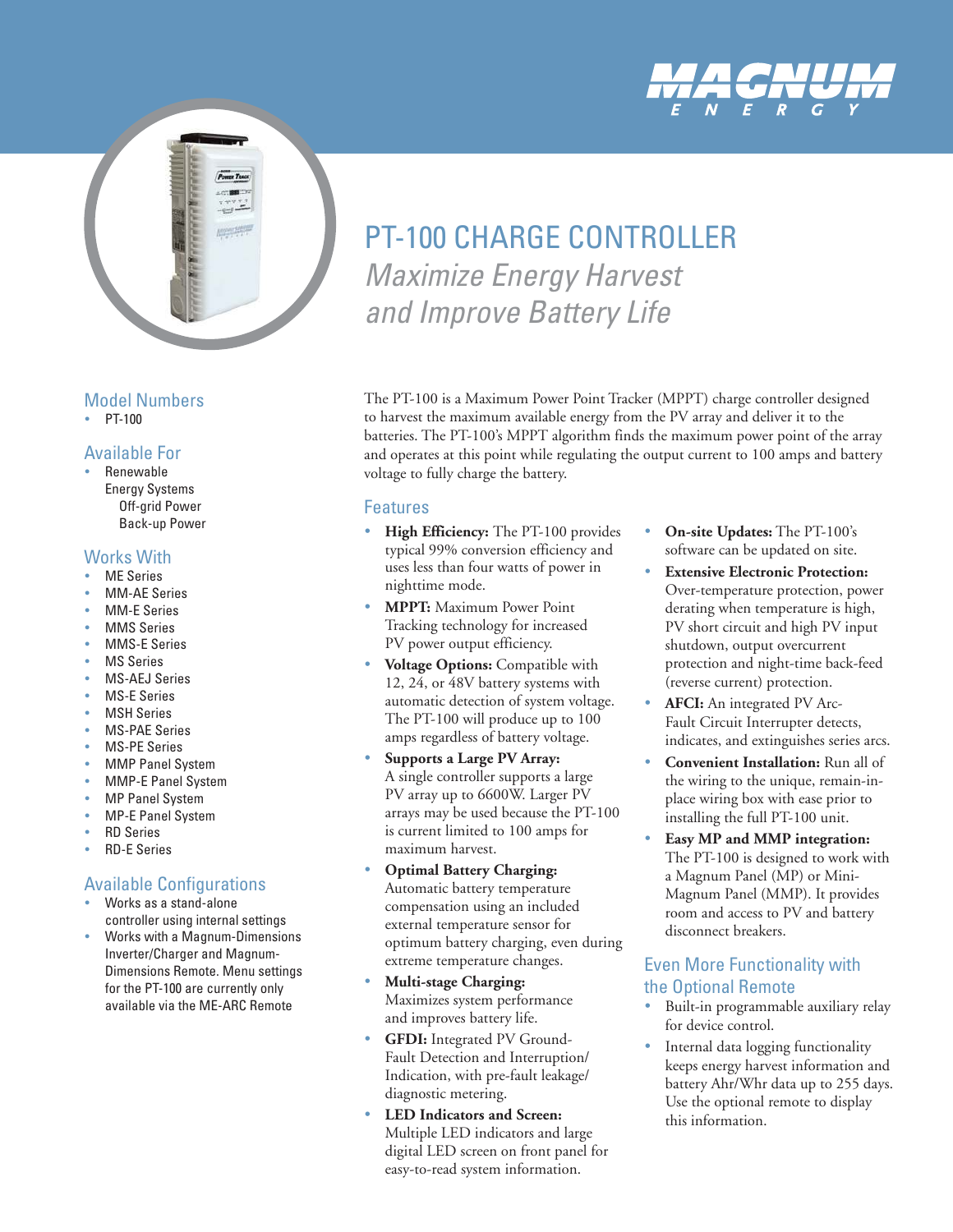MAGNUM ENERGY

# PT-100 CHARGE CONTROLLER

*Maximize Energy Harvest and Improve Battery Life*

## Model Numbers

- PT-100

## Available For

- Renewable Energy Systems
  - Off-grid Power
  - Back-up Power

## Works With

- ME Series
- MM-AE Series
- MM-E Series
- MMS Series
- MMS-E Series
- MS Series
- MS-AEJ Series
- MS-E Series
- MSH Series
- MS-PAE Series
- MS-PE Series
- MMP Panel System
- MMP-E Panel System
- MP Panel System
- MP-E Panel System
- RD Series
- RD-E Series

## Available Configurations

- Works as a stand-alone controller using internal settings
- Works with a Magnum-Dimensions Inverter/Charger and Magnum-Dimensions Remote. Menu settings for the PT-100 are currently only available via the ME-ARC Remote

The PT-100 is a Maximum Power Point Tracker (MPPT) charge controller designed to harvest the maximum available energy from the PV array and deliver it to the batteries. The PT-100's MPPT algorithm finds the maximum power point of the array and operates at this point while regulating the output current to 100 amps and battery voltage to fully charge the battery.

## Features

- **High Efficiency:** The PT-100 provides typical 99% conversion efficiency and uses less than four watts of power in nighttime mode.
- **MPPT:** Maximum Power Point Tracking technology for increased PV power output efficiency.
- **Voltage Options:** Compatible with 12, 24, or 48V battery systems with automatic detection of system voltage. The PT-100 will produce up to 100 amps regardless of battery voltage.
- **Supports a Large PV Array:** A single controller supports a large PV array up to 6600W. Larger PV arrays may be used because the PT-100 is current limited to 100 amps for maximum harvest.
- **Optimal Battery Charging:** Automatic battery temperature compensation using an included external temperature sensor for optimum battery charging, even during extreme temperature changes.
- **Multi-stage Charging:** Maximizes system performance and improves battery life.
- **GFDI:** Integrated PV Ground-Fault Detection and Interruption/Indication, with pre-fault leakage/diagnostic metering.
- **LED Indicators and Screen:** Multiple LED indicators and large digital LED screen on front panel for easy-to-read system information.
- **On-site Updates:** The PT-100's software can be updated on site.
- **Extensive Electronic Protection:** Over-temperature protection, power derating when temperature is high, PV short circuit and high PV input shutdown, output overcurrent protection and night-time back-feed (reverse current) protection.
- **AFCI:** An integrated PV Arc-Fault Circuit Interrupter detects, indicates, and extinguishes series arcs.
- **Convenient Installation:** Run all of the wiring to the unique, remain-in-place wiring box with ease prior to installing the full PT-100 unit.
- **Easy MP and MMP integration:** The PT-100 is designed to work with a Magnum Panel (MP) or Mini-Magnum Panel (MMP). It provides room and access to PV and battery disconnect breakers.

## Even More Functionality with the Optional Remote

- Built-in programmable auxiliary relay for device control.
- Internal data logging functionality keeps energy harvest information and battery Ahr/Whr data up to 255 days. Use the optional remote to display this information.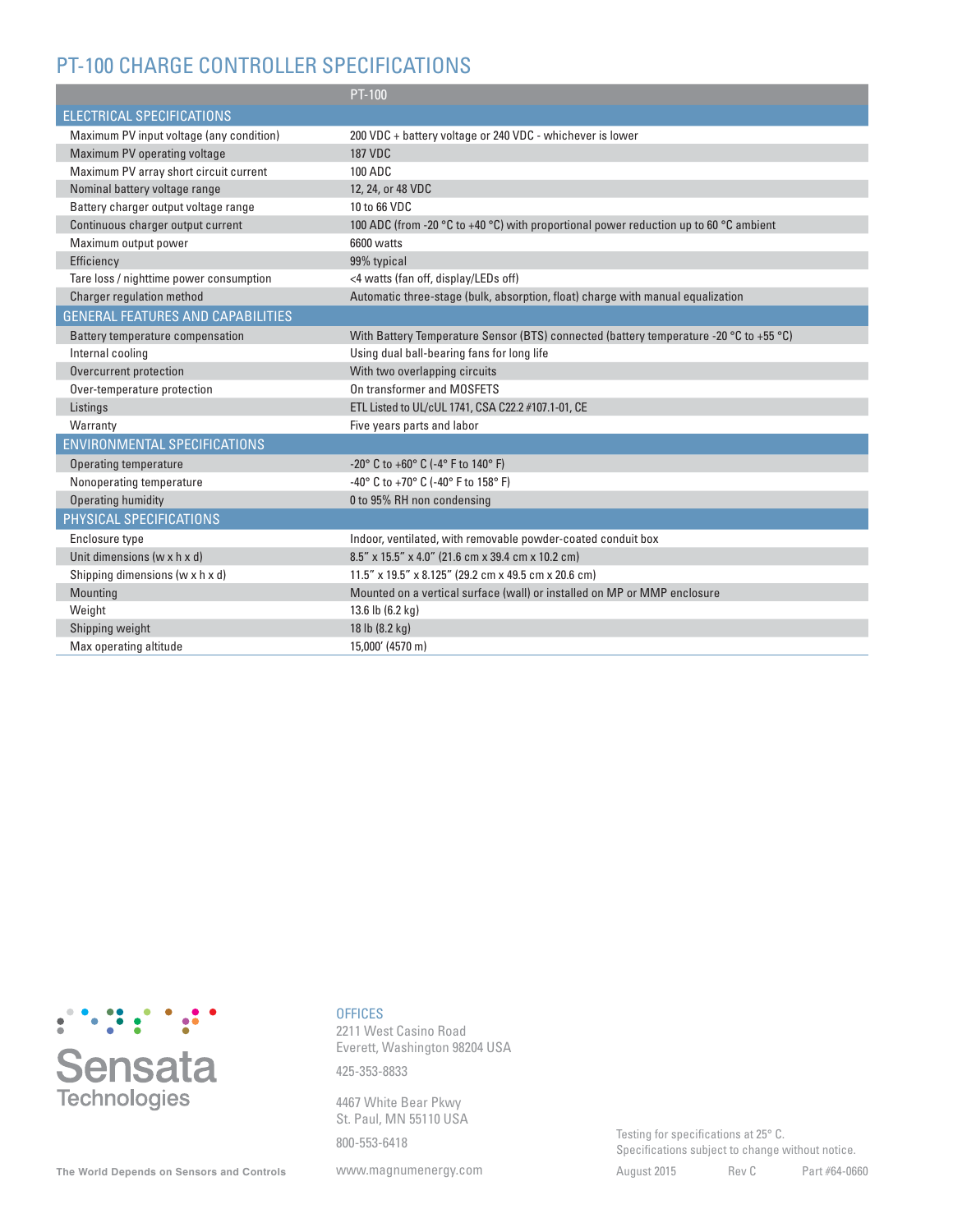# PT-100 CHARGE CONTROLLER SPECIFICATIONS

| | PT-100 |
|---|---|
| **ELECTRICAL SPECIFICATIONS** | |
| Maximum PV input voltage (any condition) | 200 VDC + battery voltage or 240 VDC - whichever is lower |
| Maximum PV operating voltage | 187 VDC |
| Maximum PV array short circuit current | 100 ADC |
| Nominal battery voltage range | 12, 24, or 48 VDC |
| Battery charger output voltage range | 10 to 66 VDC |
| Continuous charger output current | 100 ADC (from -20 °C to +40 °C) with proportional power reduction up to 60 °C ambient |
| Maximum output power | 6600 watts |
| Efficiency | 99% typical |
| Tare loss / nighttime power consumption | <4 watts (fan off, display/LEDs off) |
| Charger regulation method | Automatic three-stage (bulk, absorption, float) charge with manual equalization |
| **GENERAL FEATURES AND CAPABILITIES** | |
| Battery temperature compensation | With Battery Temperature Sensor (BTS) connected (battery temperature -20 °C to +55 °C) |
| Internal cooling | Using dual ball-bearing fans for long life |
| Overcurrent protection | With two overlapping circuits |
| Over-temperature protection | On transformer and MOSFETS |
| Listings | ETL Listed to UL/cUL 1741, CSA C22.2 #107.1-01, CE |
| Warranty | Five years parts and labor |
| **ENVIRONMENTAL SPECIFICATIONS** | |
| Operating temperature | -20° C to +60° C (-4° F to 140° F) |
| Nonoperating temperature | -40° C to +70° C (-40° F to 158° F) |
| Operating humidity | 0 to 95% RH non condensing |
| **PHYSICAL SPECIFICATIONS** | |
| Enclosure type | Indoor, ventilated, with removable powder-coated conduit box |
| Unit dimensions (w x h x d) | 8.5" x 15.5" x 4.0" (21.6 cm x 39.4 cm x 10.2 cm) |
| Shipping dimensions (w x h x d) | 11.5" x 19.5" x 8.125" (29.2 cm x 49.5 cm x 20.6 cm) |
| Mounting | Mounted on a vertical surface (wall) or installed on MP or MMP enclosure |
| Weight | 13.6 lb (6.2 kg) |
| Shipping weight | 18 lb (8.2 kg) |
| Max operating altitude | 15,000' (4570 m) |

Sensata Technologies

The World Depends on Sensors and Controls

OFFICES

2211 West Casino Road
Everett, Washington 98204 USA

425-353-8833

4467 White Bear Pkwy
St. Paul, MN 55110 USA

800-553-6418

www.magnumenergy.com

Testing for specifications at 25° C.
Specifications subject to change without notice.

August 2015 Rev C Part #64-0660